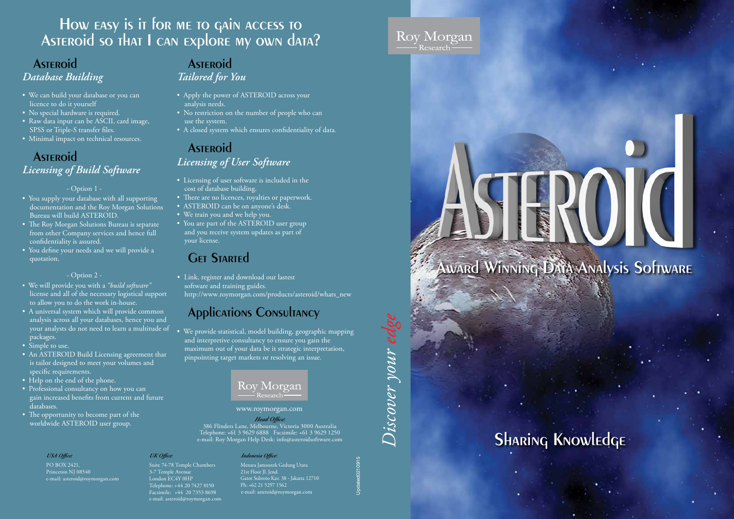# How easy is it for me to gain access to Asteroid so that I can explore my own data?

## Asteroid
### *Database Building*

- We can build your database or you can licence to do it yourself
- No special hardware is required.
- Raw data input can be ASCII, card image, SPSS or Triple-S transfer files.
- Minimal impact on technical resources.

## Asteroid
### *Licensing of Build Software*

- Option 1 -

- You supply your database with all supporting documentation and the Roy Morgan Solutions Bureau will build ASTEROID.
- The Roy Morgan Solutions Bureau is separate from other Company services and hence full confidentiality is assured.
- You define your needs and we will provide a quotation.

- Option 2 -

- We will provide you with a *"build software"* license and all of the necessary logistical support to allow you to do the work in-house.
- A universal system which will provide common analysis across all your databases, hence you and your analysts do not need to learn a multitude of packages.
- Simple to use.
- An ASTEROID Build Licensing agreement that is tailor designed to meet your volumes and specific requirements.
- Help on the end of the phone.
- Professional consultancy on how you can gain increased benefits from current and future databases.
- The opportunity to become part of the worldwide ASTEROID user group.

## Asteroid
### *Tailored for You*

- Apply the power of ASTEROID across your analysis needs.
- No restriction on the number of people who can use the system.
- A closed system which ensures confidentiality of data.

## Asteroid
### *Licensing of User Software*

- Licensing of user software is included in the cost of database building.
- There are no licences, royalties or paperwork.
- ASTEROID can be on anyone's desk.
- We train you and we help you.
- You are part of the ASTEROID user group and you receive system updates as part of your license.

## Get Started

- Link, register and download our lastest software and training guides. http://www.roymorgan.com/products/asteroid/whats_new

## Applications Consultancy

- We provide statistical, model building, geographic mapping and interpretive consultancy to ensure you gain the maximum out of your data be it strategic interpretation, pinpointing target markets or resolving an issue.

Roy Morgan Research

www.roymorgan.com

*Head Office:*
386 Flinders Lane, Melbourne, Victoria 3000 Australia
Telephone: +61 3 9629 6888 Facsimile: +61 3 9629 1250
e-mail: Roy Morgan Help Desk: info@asteroidsoftware.com

*USA Office:*
PO BOX 2421,
Princeton NJ 08540
e-mail: asteroid@roymorgan.com

*UK Office:*
Suite 74-78 Temple Chambers
3-7 Temple Avenue
London EC4Y 0HP
Telephone: +44 20 7427 0150
Facsimile: +44 20 7353 8698
e-mail: asteroid@roymorgan.com

*Indonesia Office:*
Menara Jamsostek Gedung Utara
21st Floor Jl. Jend.
Gatot Subroto Kav. 38 - Jakarta 12710
Ph: +62 21 5297 1562
e-mail: asteroid@roymorgan.com

Updated0210915

*Discover your edge*

Roy Morgan Research

# Asteroid

## Award Winning Data Analysis Software

## Sharing Knowledge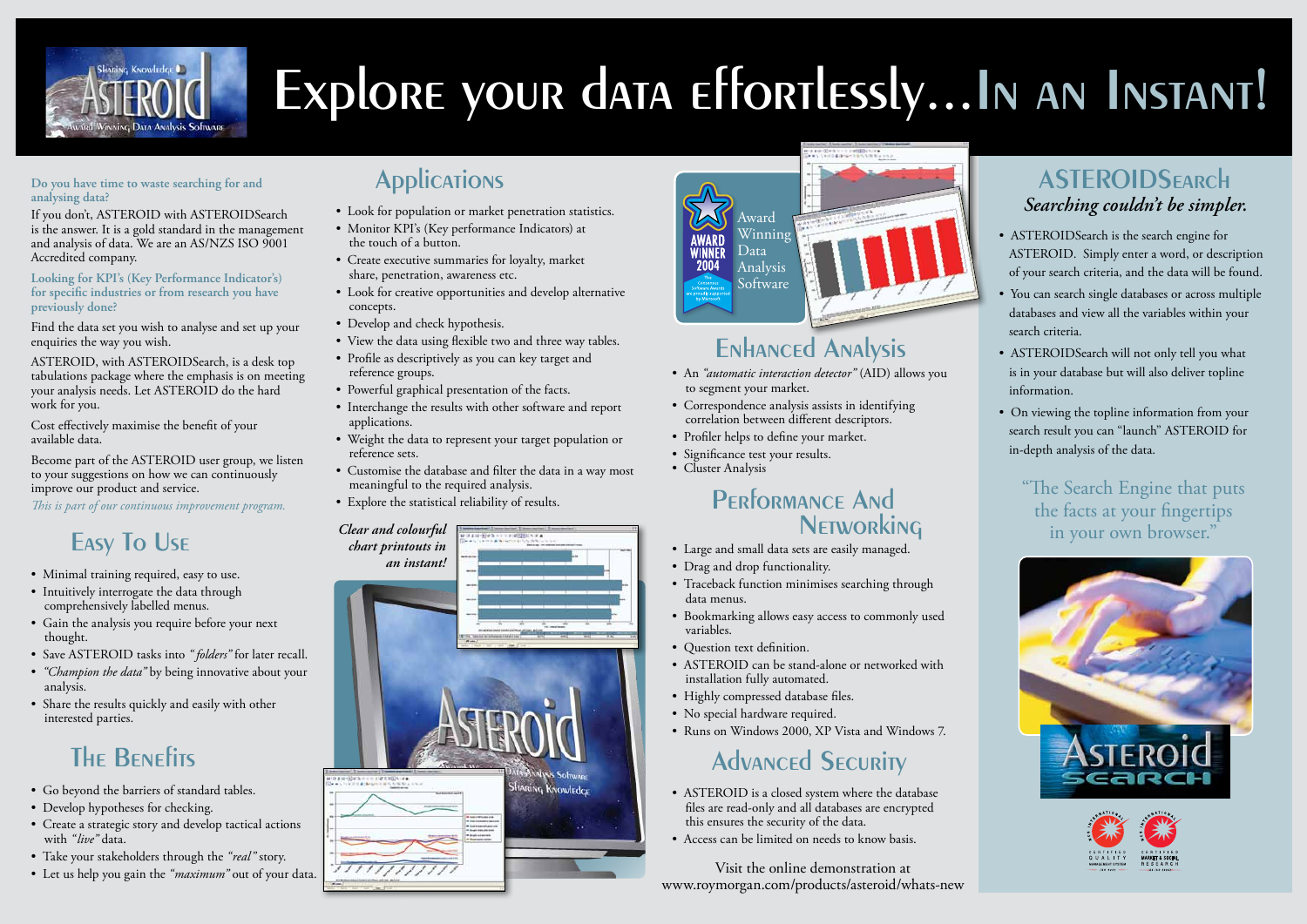# Explore your data effortlessly...In an Instant!

**Do you have time to waste searching for and analysing data?**

If you don't, ASTEROID with ASTEROIDSearch is the answer. It is a gold standard in the management and analysis of data. We are an AS/NZS ISO 9001 Accredited company.

**Looking for KPI's (Key Performance Indicator's) for specific industries or from research you have previously done?**

Find the data set you wish to analyse and set up your enquiries the way you wish.

ASTEROID, with ASTEROIDSearch, is a desk top tabulations package where the emphasis is on meeting your analysis needs. Let ASTEROID do the hard work for you.

Cost effectively maximise the benefit of your available data.

Become part of the ASTEROID user group, we listen to your suggestions on how we can continuously improve our product and service.

*This is part of our continuous improvement program.*

## Easy To Use

- Minimal training required, easy to use.
- Intuitively interrogate the data through comprehensively labelled menus.
- Gain the analysis you require before your next thought.
- Save ASTEROID tasks into *"folders"* for later recall.
- *"Champion the data"* by being innovative about your analysis.
- Share the results quickly and easily with other interested parties.

## The Benefits

- Go beyond the barriers of standard tables.
- Develop hypotheses for checking.
- Create a strategic story and develop tactical actions with *"live"* data.
- Take your stakeholders through the *"real"* story.
- Let us help you gain the *"maximum"* out of your data.

## Applications

- Look for population or market penetration statistics.
- Monitor KPI's (Key performance Indicators) at the touch of a button.
- Create executive summaries for loyalty, market share, penetration, awareness etc.
- Look for creative opportunities and develop alternative concepts.
- Develop and check hypothesis.
- View the data using flexible two and three way tables.
- Profile as descriptively as you can key target and reference groups.
- Powerful graphical presentation of the facts.
- Interchange the results with other software and report applications.
- Weight the data to represent your target population or reference sets.
- Customise the database and filter the data in a way most meaningful to the required analysis.
- Explore the statistical reliability of results.

*Clear and colourful chart printouts in an instant!*

Award Winning Data Analysis Software

## Enhanced Analysis

- An *"automatic interaction detector"* (AID) allows you to segment your market.
- Correspondence analysis assists in identifying correlation between different descriptors.
- Profiler helps to define your market.
- Significance test your results.
- Cluster Analysis

## Performance And Networking

- Large and small data sets are easily managed.
- Drag and drop functionality.
- Traceback function minimises searching through data menus.
- Bookmarking allows easy access to commonly used variables.
- Question text definition.
- ASTEROID can be stand-alone or networked with installation fully automated.
- Highly compressed database files.
- No special hardware required.
- Runs on Windows 2000, XP Vista and Windows 7.

## Advanced Security

- ASTEROID is a closed system where the database files are read-only and all databases are encrypted this ensures the security of the data.
- Access can be limited on needs to know basis.

Visit the online demonstration at www.roymorgan.com/products/asteroid/whats-new

## ASTEROIDSearch

*Searching couldn't be simpler.*

- ASTEROIDSearch is the search engine for ASTEROID. Simply enter a word, or description of your search criteria, and the data will be found.
- You can search single databases or across multiple databases and view all the variables within your search criteria.
- ASTEROIDSearch will not only tell you what is in your database but will also deliver topline information.
- On viewing the topline information from your search result you can "launch" ASTEROID for in-depth analysis of the data.

"The Search Engine that puts the facts at your fingertips in your own browser."